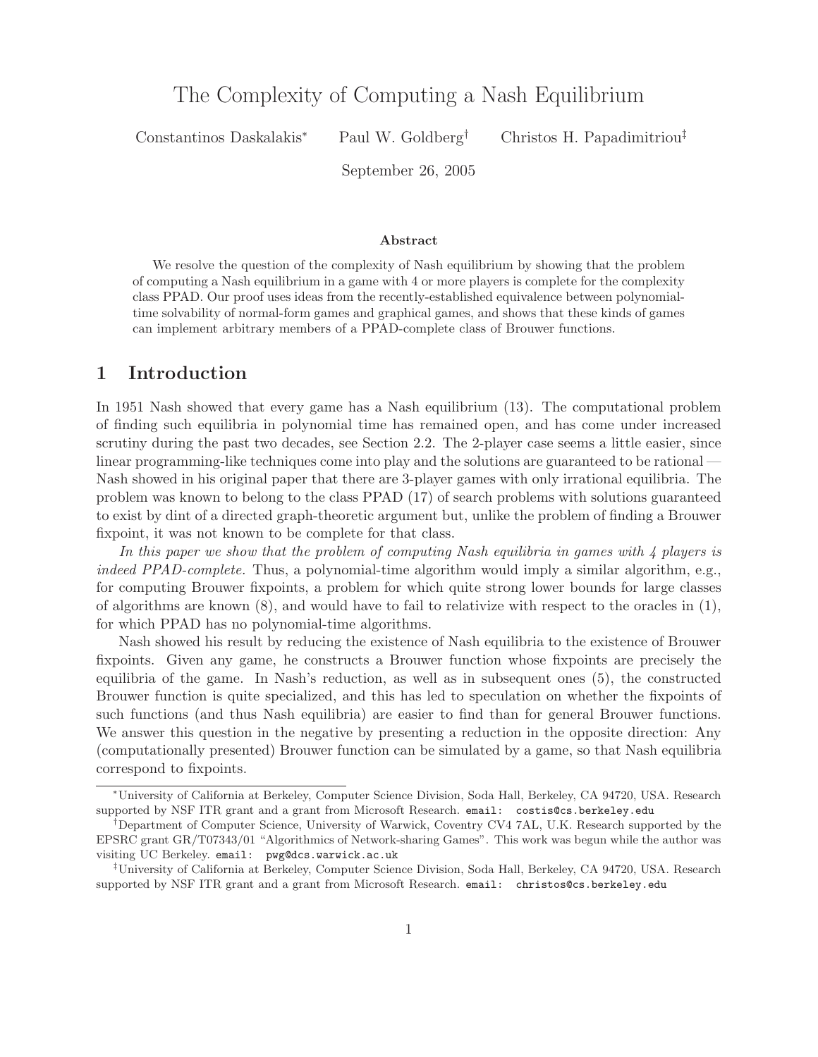# The Complexity of Computing a Nash Equilibrium

Constantinos Daskalakis[*] Paul W. Goldberg[†] Christos H. Papadimitriou[‡]

September 26, 2005

### Abstract

We resolve the question of the complexity of Nash equilibrium by showing that the problem of computing a Nash equilibrium in a game with 4 or more players is complete for the complexity class PPAD. Our proof uses ideas from the recently-established equivalence between polynomial-time solvability of normal-form games and graphical games, and shows that these kinds of games can implement arbitrary members of a PPAD-complete class of Brouwer functions.

## 1 Introduction

In 1951 Nash showed that every game has a Nash equilibrium (13). The computational problem of finding such equilibria in polynomial time has remained open, and has come under increased scrutiny during the past two decades, see Section 2.2. The 2-player case seems a little easier, since linear programming-like techniques come into play and the solutions are guaranteed to be rational — Nash showed in his original paper that there are 3-player games with only irrational equilibria. The problem was known to belong to the class PPAD (17) of search problems with solutions guaranteed to exist by dint of a directed graph-theoretic argument but, unlike the problem of finding a Brouwer fixpoint, it was not known to be complete for that class.

*In this paper we show that the problem of computing Nash equilibria in games with 4 players is indeed PPAD-complete.* Thus, a polynomial-time algorithm would imply a similar algorithm, e.g., for computing Brouwer fixpoints, a problem for which quite strong lower bounds for large classes of algorithms are known (8), and would have to fail to relativize with respect to the oracles in (1), for which PPAD has no polynomial-time algorithms.

Nash showed his result by reducing the existence of Nash equilibria to the existence of Brouwer fixpoints. Given any game, he constructs a Brouwer function whose fixpoints are precisely the equilibria of the game. In Nash's reduction, as well as in subsequent ones (5), the constructed Brouwer function is quite specialized, and this has led to speculation on whether the fixpoints of such functions (and thus Nash equilibria) are easier to find than for general Brouwer functions. We answer this question in the negative by presenting a reduction in the opposite direction: Any (computationally presented) Brouwer function can be simulated by a game, so that Nash equilibria correspond to fixpoints.

---

[*] University of California at Berkeley, Computer Science Division, Soda Hall, Berkeley, CA 94720, USA. Research supported by NSF ITR grant and a grant from Microsoft Research. email: costis@cs.berkeley.edu

[†] Department of Computer Science, University of Warwick, Coventry CV4 7AL, U.K. Research supported by the EPSRC grant GR/T07343/01 "Algorithmics of Network-sharing Games". This work was begun while the author was visiting UC Berkeley. email: pwg@dcs.warwick.ac.uk

[‡] University of California at Berkeley, Computer Science Division, Soda Hall, Berkeley, CA 94720, USA. Research supported by NSF ITR grant and a grant from Microsoft Research. email: christos@cs.berkeley.edu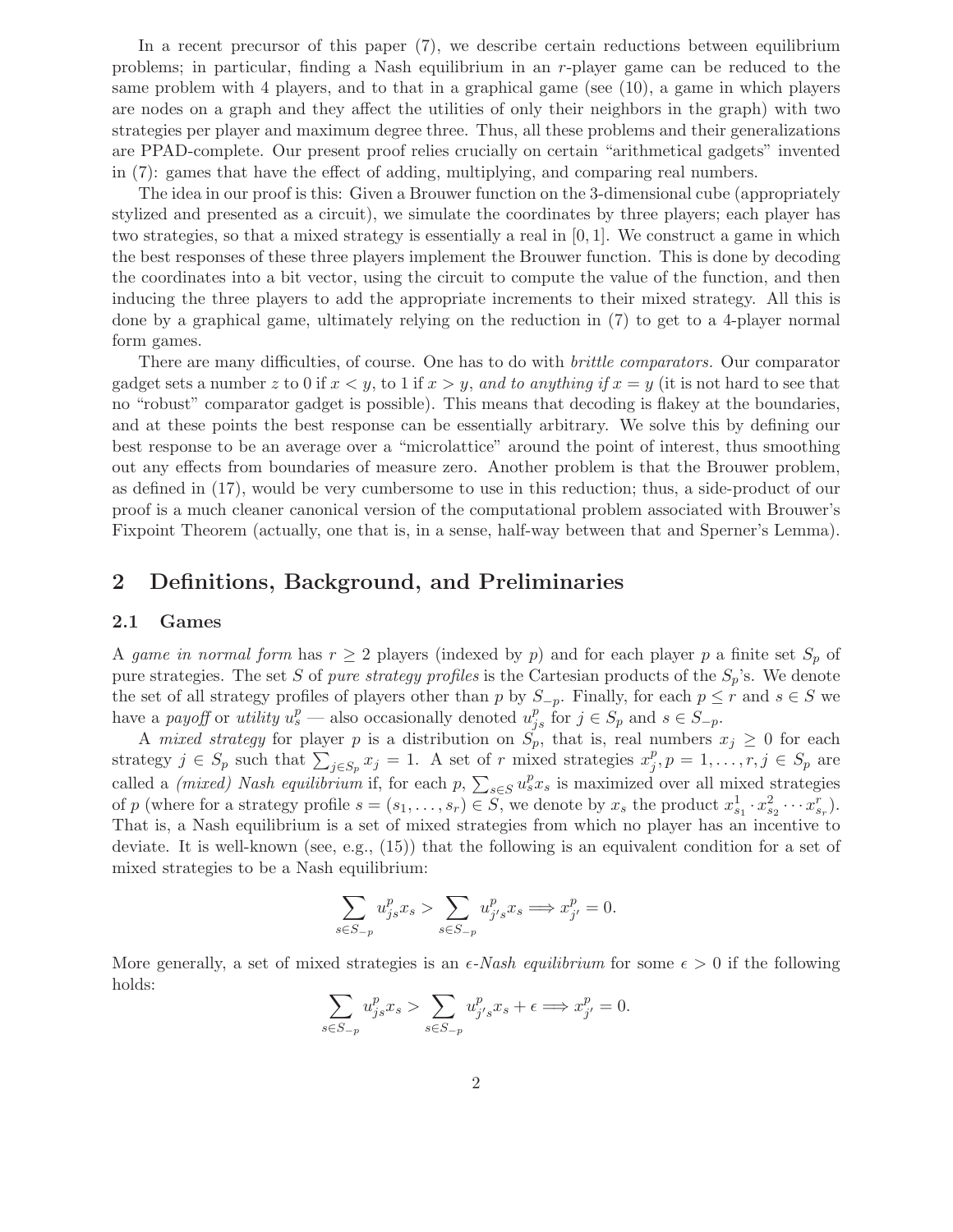In a recent precursor of this paper (7), we describe certain reductions between equilibrium problems; in particular, finding a Nash equilibrium in an $r$-player game can be reduced to the same problem with 4 players, and to that in a graphical game (see (10), a game in which players are nodes on a graph and they affect the utilities of only their neighbors in the graph) with two strategies per player and maximum degree three. Thus, all these problems and their generalizations are PPAD-complete. Our present proof relies crucially on certain "arithmetical gadgets" invented in (7): games that have the effect of adding, multiplying, and comparing real numbers.

The idea in our proof is this: Given a Brouwer function on the 3-dimensional cube (appropriately stylized and presented as a circuit), we simulate the coordinates by three players; each player has two strategies, so that a mixed strategy is essentially a real in $[0, 1]$. We construct a game in which the best responses of these three players implement the Brouwer function. This is done by decoding the coordinates into a bit vector, using the circuit to compute the value of the function, and then inducing the three players to add the appropriate increments to their mixed strategy. All this is done by a graphical game, ultimately relying on the reduction in (7) to get to a 4-player normal form games.

There are many difficulties, of course. One has to do with *brittle comparators.* Our comparator gadget sets a number $z$ to 0 if $x < y$, to 1 if $x > y$, *and to anything if* $x = y$ (it is not hard to see that no "robust" comparator gadget is possible). This means that decoding is flakey at the boundaries, and at these points the best response can be essentially arbitrary. We solve this by defining our best response to be an average over a "microlattice" around the point of interest, thus smoothing out any effects from boundaries of measure zero. Another problem is that the Brouwer problem, as defined in (17), would be very cumbersome to use in this reduction; thus, a side-product of our proof is a much cleaner canonical version of the computational problem associated with Brouwer's Fixpoint Theorem (actually, one that is, in a sense, half-way between that and Sperner's Lemma).

## 2 Definitions, Background, and Preliminaries

### 2.1 Games

A *game in normal form* has $r \geq 2$ players (indexed by $p$) and for each player $p$ a finite set $S_p$ of pure strategies. The set $S$ of *pure strategy profiles* is the Cartesian products of the $S_p$'s. We denote the set of all strategy profiles of players other than $p$ by $S_{-p}$. Finally, for each $p \leq r$ and $s \in S$ we have a *payoff* or *utility* $u^p_s$ — also occasionally denoted $u^p_{js}$ for $j \in S_p$ and $s \in S_{-p}$.

A *mixed strategy* for player $p$ is a distribution on $S_p$, that is, real numbers $x_j \geq 0$ for each strategy $j \in S_p$ such that $\sum_{j \in S_p} x_j = 1$. A set of $r$ mixed strategies $x^p_j, p = 1, \ldots, r, j \in S_p$ are called a *(mixed) Nash equilibrium* if, for each $p$, $\sum_{s \in S} u^p_s x_s$ is maximized over all mixed strategies of $p$ (where for a strategy profile $s = (s_1, \ldots, s_r) \in S$, we denote by $x_s$ the product $x^1_{s_1} \cdot x^2_{s_2} \cdots x^r_{s_r}$). That is, a Nash equilibrium is a set of mixed strategies from which no player has an incentive to deviate. It is well-known (see, e.g., (15)) that the following is an equivalent condition for a set of mixed strategies to be a Nash equilibrium:

$$\sum_{s \in S_{-p}} u^p_{js} x_s > \sum_{s \in S_{-p}} u^p_{j's} x_s \Longrightarrow x^p_{j'} = 0.$$

More generally, a set of mixed strategies is an *$\epsilon$-Nash equilibrium* for some $\epsilon > 0$ if the following holds:

$$\sum_{s \in S_{-p}} u^p_{js} x_s > \sum_{s \in S_{-p}} u^p_{j's} x_s + \epsilon \Longrightarrow x^p_{j'} = 0.$$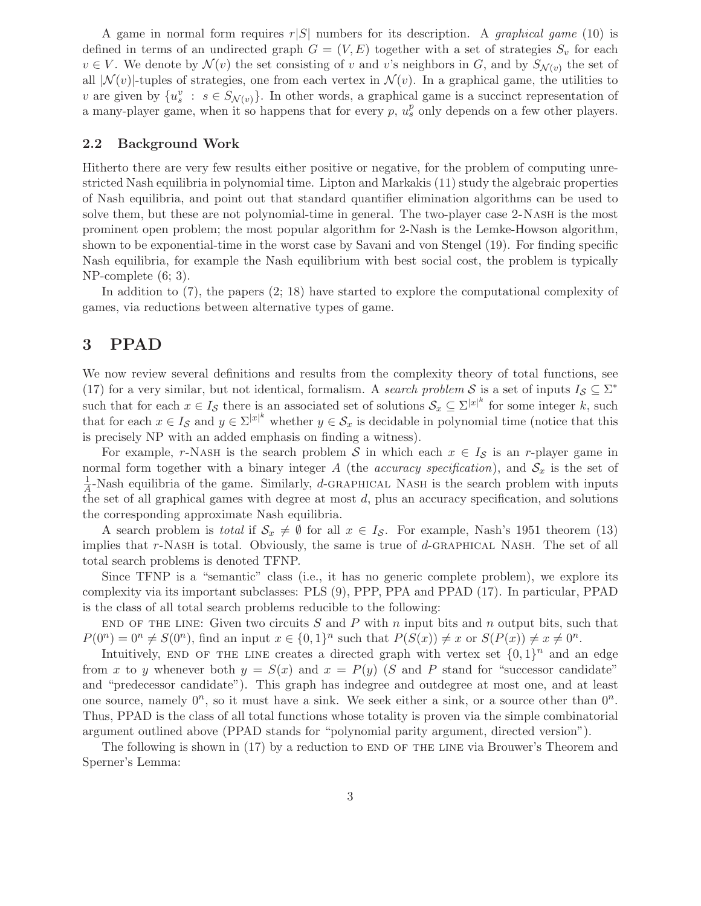A game in normal form requires $r|S|$ numbers for its description. A *graphical game* (10) is defined in terms of an undirected graph $G = (V, E)$ together with a set of strategies $S_v$ for each $v \in V$. We denote by $\mathcal{N}(v)$ the set consisting of $v$ and $v$'s neighbors in $G$, and by $S_{\mathcal{N}(v)}$ the set of all $|\mathcal{N}(v)|$-tuples of strategies, one from each vertex in $\mathcal{N}(v)$. In a graphical game, the utilities to $v$ are given by $\{u^v_s \ : \ s \in S_{\mathcal{N}(v)}\}$. In other words, a graphical game is a succinct representation of a many-player game, when it so happens that for every $p$, $u^p_s$ only depends on a few other players.

### 2.2 Background Work

Hitherto there are very few results either positive or negative, for the problem of computing unrestricted Nash equilibria in polynomial time. Lipton and Markakis (11) study the algebraic properties of Nash equilibria, and point out that standard quantifier elimination algorithms can be used to solve them, but these are not polynomial-time in general. The two-player case 2-Nash is the most prominent open problem; the most popular algorithm for 2-Nash is the Lemke-Howson algorithm, shown to be exponential-time in the worst case by Savani and von Stengel (19). For finding specific Nash equilibria, for example the Nash equilibrium with best social cost, the problem is typically NP-complete (6; 3).

In addition to (7), the papers (2; 18) have started to explore the computational complexity of games, via reductions between alternative types of game.

## 3 PPAD

We now review several definitions and results from the complexity theory of total functions, see (17) for a very similar, but not identical, formalism. A *search problem* $\mathcal{S}$ is a set of inputs $I_{\mathcal{S}} \subseteq \Sigma^*$ such that for each $x \in I_{\mathcal{S}}$ there is an associated set of solutions $\mathcal{S}_x \subseteq \Sigma^{|x|^k}$ for some integer $k$, such that for each $x \in I_{\mathcal{S}}$ and $y \in \Sigma^{|x|^k}$ whether $y \in \mathcal{S}_x$ is decidable in polynomial time (notice that this is precisely NP with an added emphasis on finding a witness).

For example, $r$-Nash is the search problem $\mathcal{S}$ in which each $x \in I_{\mathcal{S}}$ is an $r$-player game in normal form together with a binary integer $A$ (the *accuracy specification*), and $\mathcal{S}_x$ is the set of $\frac{1}{A}$-Nash equilibria of the game. Similarly, $d$-graphical Nash is the search problem with inputs the set of all graphical games with degree at most $d$, plus an accuracy specification, and solutions the corresponding approximate Nash equilibria.

A search problem is *total* if $\mathcal{S}_x \neq \emptyset$ for all $x \in I_{\mathcal{S}}$. For example, Nash's 1951 theorem (13) implies that $r$-Nash is total. Obviously, the same is true of $d$-graphical Nash. The set of all total search problems is denoted TFNP.

Since TFNP is a "semantic" class (i.e., it has no generic complete problem), we explore its complexity via its important subclasses: PLS (9), PPP, PPA and PPAD (17). In particular, PPAD is the class of all total search problems reducible to the following:

end of the line: Given two circuits $S$ and $P$ with $n$ input bits and $n$ output bits, such that $P(0^n) = 0^n \neq S(0^n)$, find an input $x \in \{0,1\}^n$ such that $P(S(x)) \neq x$ or $S(P(x)) \neq x \neq 0^n$.

Intuitively, end of the line creates a directed graph with vertex set $\{0,1\}^n$ and an edge from $x$ to $y$ whenever both $y = S(x)$ and $x = P(y)$ ($S$ and $P$ stand for "successor candidate" and "predecessor candidate"). This graph has indegree and outdegree at most one, and at least one source, namely $0^n$, so it must have a sink. We seek either a sink, or a source other than $0^n$. Thus, PPAD is the class of all total functions whose totality is proven via the simple combinatorial argument outlined above (PPAD stands for "polynomial parity argument, directed version").

The following is shown in (17) by a reduction to end of the line via Brouwer's Theorem and Sperner's Lemma: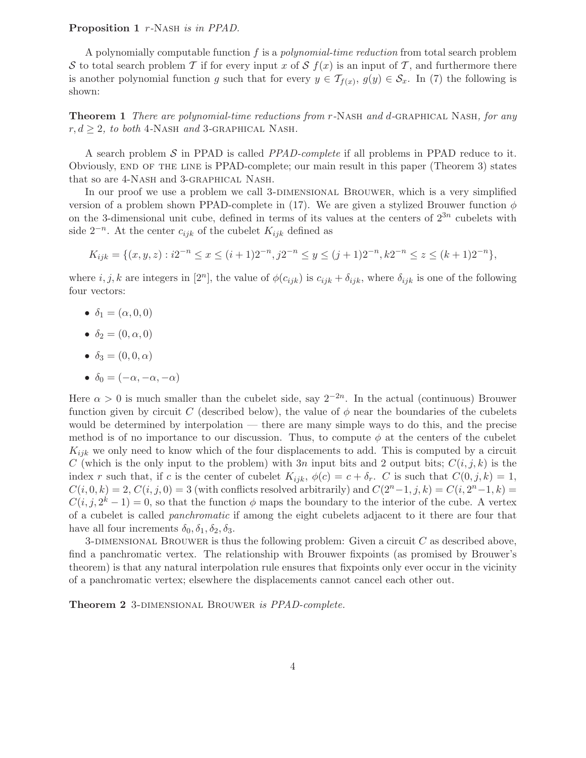**Proposition 1** *r*-Nash *is in PPAD.*

A polynomially computable function $f$ is a *polynomial-time reduction* from total search problem $\mathcal{S}$ to total search problem $\mathcal{T}$ if for every input $x$ of $\mathcal{S}$ $f(x)$ is an input of $\mathcal{T}$, and furthermore there is another polynomial function $g$ such that for every $y \in \mathcal{T}_{f(x)}$, $g(y) \in \mathcal{S}_x$. In (7) the following is shown:

**Theorem 1** *There are polynomial-time reductions from* $r$-Nash *and* $d$-graphical Nash*, for any* $r, d \geq 2$*, to both* 4-Nash *and* 3-graphical Nash.

A search problem $\mathcal{S}$ in PPAD is called *PPAD-complete* if all problems in PPAD reduce to it. Obviously, end of the line is PPAD-complete; our main result in this paper (Theorem 3) states that so are 4-Nash and 3-graphical Nash.

In our proof we use a problem we call 3-dimensional Brouwer, which is a very simplified version of a problem shown PPAD-complete in (17). We are given a stylized Brouwer function $\phi$ on the 3-dimensional unit cube, defined in terms of its values at the centers of $2^{3n}$ cubelets with side $2^{-n}$. At the center $c_{ijk}$ of the cubelet $K_{ijk}$ defined as

$$K_{ijk} = \{(x,y,z) : i2^{-n} \leq x \leq (i+1)2^{-n}, j2^{-n} \leq y \leq (j+1)2^{-n}, k2^{-n} \leq z \leq (k+1)2^{-n}\},$$

where $i, j, k$ are integers in $[2^n]$, the value of $\phi(c_{ijk})$ is $c_{ijk} + \delta_{ijk}$, where $\delta_{ijk}$ is one of the following four vectors:

- $\delta_1 = (\alpha, 0, 0)$
- $\delta_2 = (0, \alpha, 0)$
- $\delta_3 = (0, 0, \alpha)$
- $\delta_0 = (-\alpha, -\alpha, -\alpha)$

Here $\alpha > 0$ is much smaller than the cubelet side, say $2^{-2n}$. In the actual (continuous) Brouwer function given by circuit $C$ (described below), the value of $\phi$ near the boundaries of the cubelets would be determined by interpolation — there are many simple ways to do this, and the precise method is of no importance to our discussion. Thus, to compute $\phi$ at the centers of the cubelet $K_{ijk}$ we only need to know which of the four displacements to add. This is computed by a circuit $C$ (which is the only input to the problem) with $3n$ input bits and 2 output bits; $C(i,j,k)$ is the index $r$ such that, if $c$ is the center of cubelet $K_{ijk}$, $\phi(c) = c + \delta_r$. $C$ is such that $C(0,j,k) = 1$, $C(i,0,k) = 2$, $C(i,j,0) = 3$ (with conflicts resolved arbitrarily) and $C(2^n - 1, j, k) = C(i, 2^n - 1, k) = C(i, j, 2^k - 1) = 0$, so that the function $\phi$ maps the boundary to the interior of the cube. A vertex of a cubelet is called *panchromatic* if among the eight cubelets adjacent to it there are four that have all four increments $\delta_0, \delta_1, \delta_2, \delta_3$.

3-dimensional Brouwer is thus the following problem: Given a circuit $C$ as described above, find a panchromatic vertex. The relationship with Brouwer fixpoints (as promised by Brouwer's theorem) is that any natural interpolation rule ensures that fixpoints only ever occur in the vicinity of a panchromatic vertex; elsewhere the displacements cannot cancel each other out.

**Theorem 2** 3-dimensional Brouwer *is PPAD-complete.*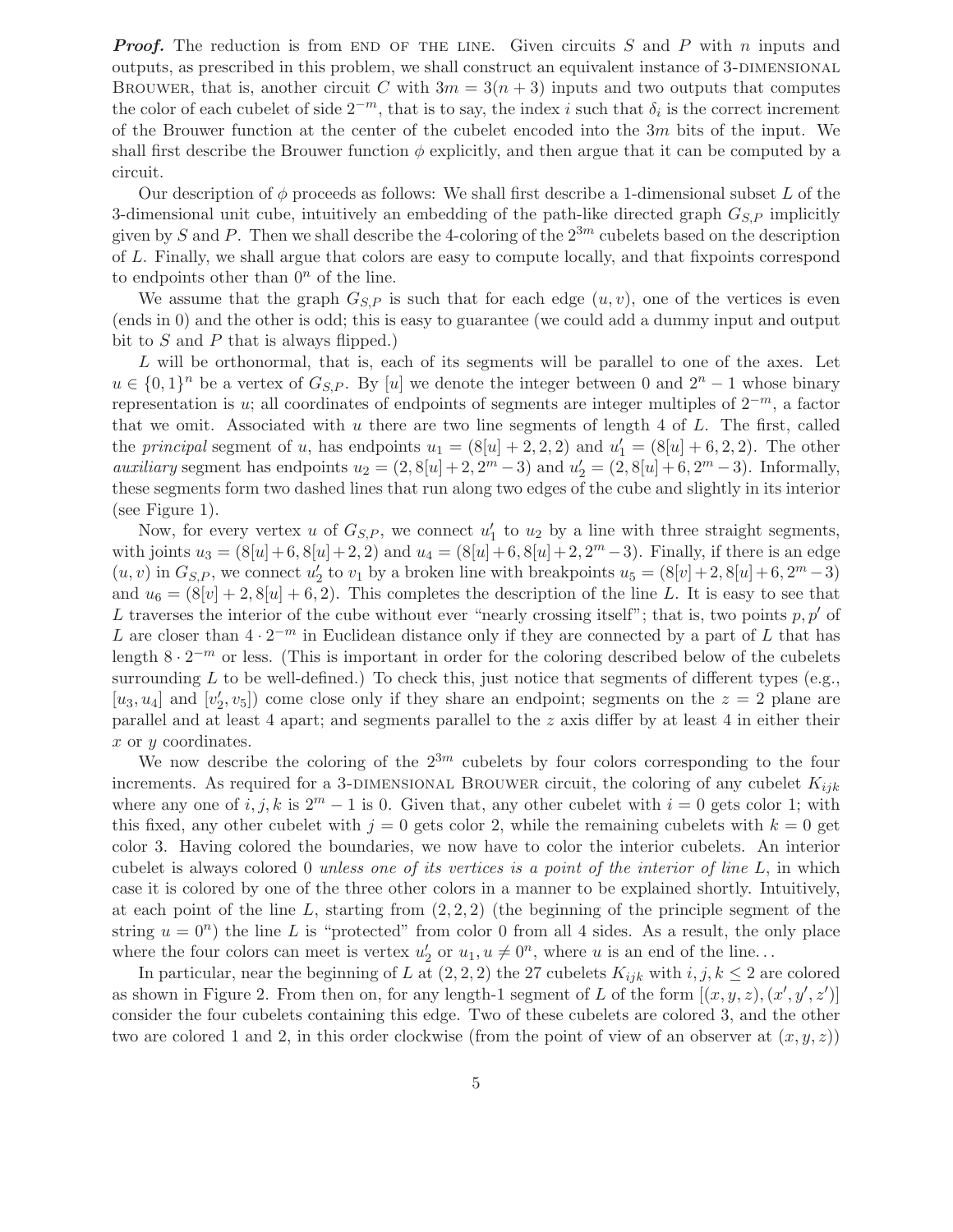***Proof.*** The reduction is from END OF THE LINE. Given circuits $S$ and $P$ with $n$ inputs and outputs, as prescribed in this problem, we shall construct an equivalent instance of 3-DIMENSIONAL BROUWER, that is, another circuit $C$ with $3m = 3(n+3)$ inputs and two outputs that computes the color of each cubelet of side $2^{-m}$, that is to say, the index $i$ such that $\delta_i$ is the correct increment of the Brouwer function at the center of the cubelet encoded into the $3m$ bits of the input. We shall first describe the Brouwer function $\phi$ explicitly, and then argue that it can be computed by a circuit.

Our description of $\phi$ proceeds as follows: We shall first describe a 1-dimensional subset $L$ of the 3-dimensional unit cube, intuitively an embedding of the path-like directed graph $G_{S,P}$ implicitly given by $S$ and $P$. Then we shall describe the 4-coloring of the $2^{3m}$ cubelets based on the description of $L$. Finally, we shall argue that colors are easy to compute locally, and that fixpoints correspond to endpoints other than $0^n$ of the line.

We assume that the graph $G_{S,P}$ is such that for each edge $(u,v)$, one of the vertices is even (ends in 0) and the other is odd; this is easy to guarantee (we could add a dummy input and output bit to $S$ and $P$ that is always flipped.)

$L$ will be orthonormal, that is, each of its segments will be parallel to one of the axes. Let $u \in \{0,1\}^n$ be a vertex of $G_{S,P}$. By $[u]$ we denote the integer between 0 and $2^n - 1$ whose binary representation is $u$; all coordinates of endpoints of segments are integer multiples of $2^{-m}$, a factor that we omit. Associated with $u$ there are two line segments of length 4 of $L$. The first, called the *principal* segment of $u$, has endpoints $u_1 = (8[u]+2, 2, 2)$ and $u_1' = (8[u]+6, 2, 2)$. The other *auxiliary* segment has endpoints $u_2 = (2, 8[u]+2, 2^m-3)$ and $u_2' = (2, 8[u]+6, 2^m-3)$. Informally, these segments form two dashed lines that run along two edges of the cube and slightly in its interior (see Figure 1).

Now, for every vertex $u$ of $G_{S,P}$, we connect $u_1'$ to $u_2$ by a line with three straight segments, with joints $u_3 = (8[u]+6, 8[u]+2, 2)$ and $u_4 = (8[u]+6, 8[u]+2, 2^m-3)$. Finally, if there is an edge $(u,v)$ in $G_{S,P}$, we connect $u_2'$ to $v_1$ by a broken line with breakpoints $u_5 = (8[v]+2, 8[u]+6, 2^m-3)$ and $u_6 = (8[v]+2, 8[u]+6, 2)$. This completes the description of the line $L$. It is easy to see that $L$ traverses the interior of the cube without ever "nearly crossing itself"; that is, two points $p, p'$ of $L$ are closer than $4 \cdot 2^{-m}$ in Euclidean distance only if they are connected by a part of $L$ that has length $8 \cdot 2^{-m}$ or less. (This is important in order for the coloring described below of the cubelets surrounding $L$ to be well-defined.) To check this, just notice that segments of different types (e.g., $[u_3, u_4]$ and $[v_2', v_5]$) come close only if they share an endpoint; segments on the $z = 2$ plane are parallel and at least 4 apart; and segments parallel to the $z$ axis differ by at least 4 in either their $x$ or $y$ coordinates.

We now describe the coloring of the $2^{3m}$ cubelets by four colors corresponding to the four increments. As required for a 3-DIMENSIONAL BROUWER circuit, the coloring of any cubelet $K_{ijk}$ where any one of $i,j,k$ is $2^m - 1$ is 0. Given that, any other cubelet with $i = 0$ gets color 1; with this fixed, any other cubelet with $j = 0$ gets color 2, while the remaining cubelets with $k = 0$ get color 3. Having colored the boundaries, we now have to color the interior cubelets. An interior cubelet is always colored 0 *unless one of its vertices is a point of the interior of line L*, in which case it is colored by one of the three other colors in a manner to be explained shortly. Intuitively, at each point of the line $L$, starting from $(2,2,2)$ (the beginning of the principle segment of the string $u = 0^n$) the line $L$ is "protected" from color 0 from all 4 sides. As a result, the only place where the four colors can meet is vertex $u_2'$ or $u_1, u \neq 0^n$, where $u$ is an end of the line...

In particular, near the beginning of $L$ at $(2,2,2)$ the 27 cubelets $K_{ijk}$ with $i,j,k \leq 2$ are colored as shown in Figure 2. From then on, for any length-1 segment of $L$ of the form $[(x,y,z),(x',y',z')]$ consider the four cubelets containing this edge. Two of these cubelets are colored 3, and the other two are colored 1 and 2, in this order clockwise (from the point of view of an observer at $(x,y,z)$)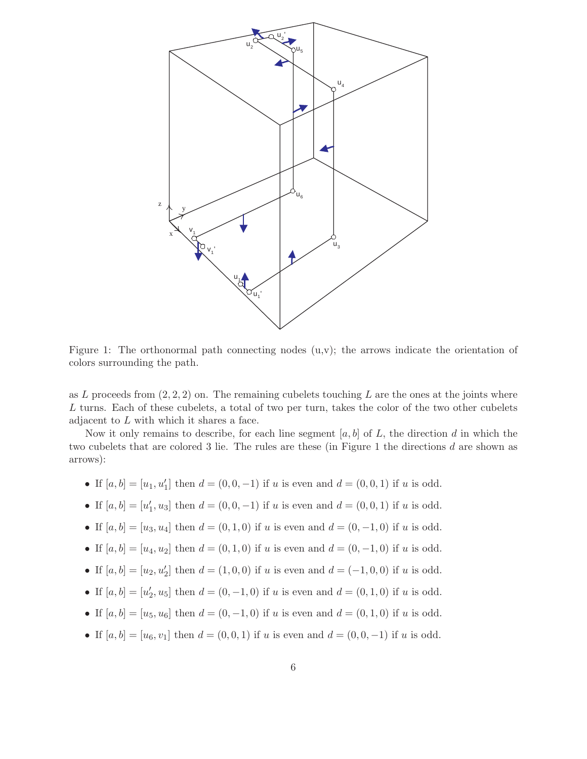Figure 1: The orthonormal path connecting nodes (u,v); the arrows indicate the orientation of colors surrounding the path.

as $L$ proceeds from $(2,2,2)$ on. The remaining cubelets touching $L$ are the ones at the joints where $L$ turns. Each of these cubelets, a total of two per turn, takes the color of the two other cubelets adjacent to $L$ with which it shares a face.

Now it only remains to describe, for each line segment $[a,b]$ of $L$, the direction $d$ in which the two cubelets that are colored 3 lie. The rules are these (in Figure 1 the directions $d$ are shown as arrows):

- If $[a,b] = [u_1, u_1']$ then $d = (0,0,-1)$ if $u$ is even and $d = (0,0,1)$ if $u$ is odd.
- If $[a,b] = [u_1', u_3]$ then $d = (0,0,-1)$ if $u$ is even and $d = (0,0,1)$ if $u$ is odd.
- If $[a,b] = [u_3, u_4]$ then $d = (0,1,0)$ if $u$ is even and $d = (0,-1,0)$ if $u$ is odd.
- If $[a,b] = [u_4, u_2]$ then $d = (0,1,0)$ if $u$ is even and $d = (0,-1,0)$ if $u$ is odd.
- If $[a,b] = [u_2, u_2']$ then $d = (1,0,0)$ if $u$ is even and $d = (-1,0,0)$ if $u$ is odd.
- If $[a,b] = [u_2', u_5]$ then $d = (0,-1,0)$ if $u$ is even and $d = (0,1,0)$ if $u$ is odd.
- If $[a,b] = [u_5, u_6]$ then $d = (0,-1,0)$ if $u$ is even and $d = (0,1,0)$ if $u$ is odd.
- If $[a,b] = [u_6, v_1]$ then $d = (0,0,1)$ if $u$ is even and $d = (0,0,-1)$ if $u$ is odd.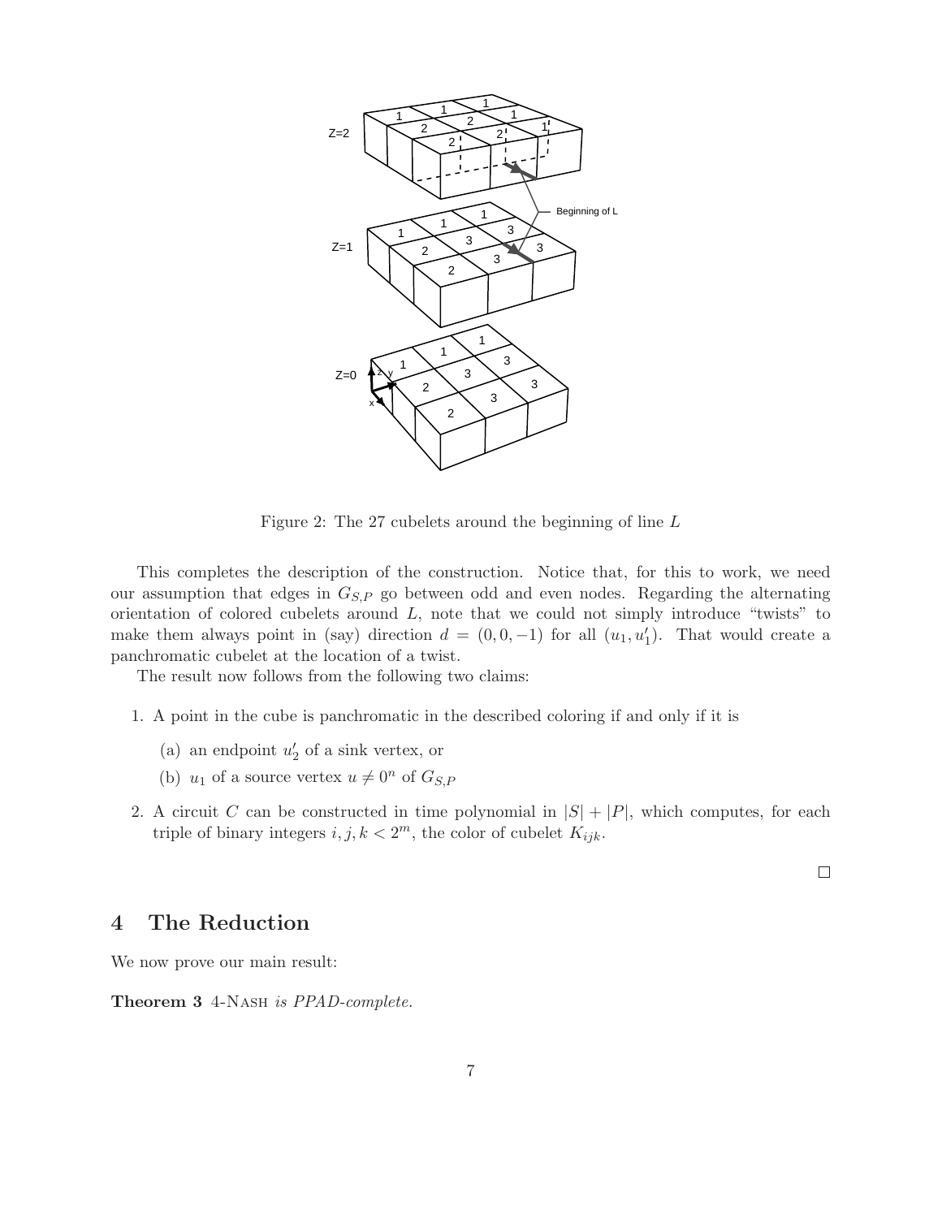Figure 2: The 27 cubelets around the beginning of line $L$

This completes the description of the construction. Notice that, for this to work, we need our assumption that edges in $G_{S,P}$ go between odd and even nodes. Regarding the alternating orientation of colored cubelets around $L$, note that we could not simply introduce "twists" to make them always point in (say) direction $d = (0, 0, -1)$ for all $(u_1, u'_1)$. That would create a panchromatic cubelet at the location of a twist.

The result now follows from the following two claims:

1. A point in the cube is panchromatic in the described coloring if and only if it is
   (a) an endpoint $u'_2$ of a sink vertex, or
   (b) $u_1$ of a source vertex $u \neq 0^n$ of $G_{S,P}$
2. A circuit $C$ can be constructed in time polynomial in $|S| + |P|$, which computes, for each triple of binary integers $i, j, k < 2^m$, the color of cubelet $K_{ijk}$.

□

## 4 The Reduction

We now prove our main result:

**Theorem 3** 4-NASH *is PPAD-complete.*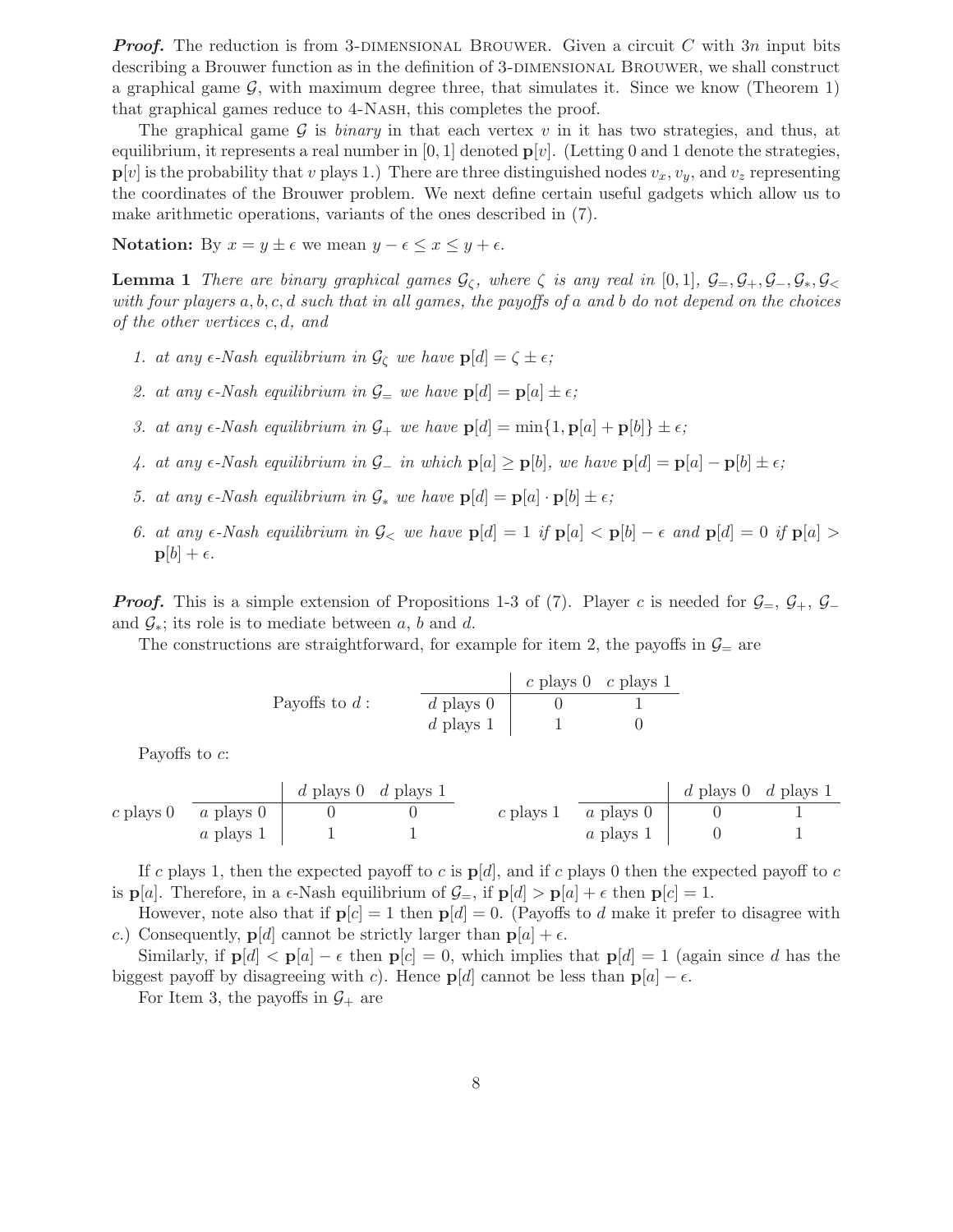***Proof.*** The reduction is from 3-DIMENSIONAL BROUWER. Given a circuit $C$ with $3n$ input bits describing a Brouwer function as in the definition of 3-DIMENSIONAL BROUWER, we shall construct a graphical game $\mathcal{G}$, with maximum degree three, that simulates it. Since we know (Theorem 1) that graphical games reduce to 4-NASH, this completes the proof.

The graphical game $\mathcal{G}$ is *binary* in that each vertex $v$ in it has two strategies, and thus, at equilibrium, it represents a real number in $[0, 1]$ denoted $\mathbf{p}[v]$. (Letting 0 and 1 denote the strategies, $\mathbf{p}[v]$ is the probability that $v$ plays 1.) There are three distinguished nodes $v_x$, $v_y$, and $v_z$ representing the coordinates of the Brouwer problem. We next define certain useful gadgets which allow us to make arithmetic operations, variants of the ones described in (7).

**Notation:** By $x = y \pm \epsilon$ we mean $y - \epsilon \le x \le y + \epsilon$.

**Lemma 1** *There are binary graphical games $\mathcal{G}_\zeta$, where $\zeta$ is any real in $[0, 1]$, $\mathcal{G}_=, \mathcal{G}_+, \mathcal{G}_-, \mathcal{G}_*, \mathcal{G}_<$ with four players $a, b, c, d$ such that in all games, the payoffs of $a$ and $b$ do not depend on the choices of the other vertices $c, d$, and*

1. *at any $\epsilon$-Nash equilibrium in $\mathcal{G}_\zeta$ we have $\mathbf{p}[d] = \zeta \pm \epsilon$;*
2. *at any $\epsilon$-Nash equilibrium in $\mathcal{G}_=$ we have $\mathbf{p}[d] = \mathbf{p}[a] \pm \epsilon$;*
3. *at any $\epsilon$-Nash equilibrium in $\mathcal{G}_+$ we have $\mathbf{p}[d] = \min\{1, \mathbf{p}[a] + \mathbf{p}[b]\} \pm \epsilon$;*
4. *at any $\epsilon$-Nash equilibrium in $\mathcal{G}_-$ in which $\mathbf{p}[a] \ge \mathbf{p}[b]$, we have $\mathbf{p}[d] = \mathbf{p}[a] - \mathbf{p}[b] \pm \epsilon$;*
5. *at any $\epsilon$-Nash equilibrium in $\mathcal{G}_*$ we have $\mathbf{p}[d] = \mathbf{p}[a] \cdot \mathbf{p}[b] \pm \epsilon$;*
6. *at any $\epsilon$-Nash equilibrium in $\mathcal{G}_<$ we have $\mathbf{p}[d] = 1$ if $\mathbf{p}[a] < \mathbf{p}[b] - \epsilon$ and $\mathbf{p}[d] = 0$ if $\mathbf{p}[a] > \mathbf{p}[b] + \epsilon$.*

***Proof.*** This is a simple extension of Propositions 1-3 of (7). Player $c$ is needed for $\mathcal{G}_=$, $\mathcal{G}_+$, $\mathcal{G}_-$ and $\mathcal{G}_*$; its role is to mediate between $a$, $b$ and $d$.

The constructions are straightforward, for example for item 2, the payoffs in $\mathcal{G}_=$ are

Payoffs to $d$:

| | $c$ plays 0 | $c$ plays 1 |
|---|---|---|
| $d$ plays 0 | 0 | 1 |
| $d$ plays 1 | 1 | 0 |

Payoffs to $c$:

$c$ plays 0:

| | $d$ plays 0 | $d$ plays 1 |
|---|---|---|
| $a$ plays 0 | 0 | 0 |
| $a$ plays 1 | 1 | 1 |

$c$ plays 1:

| | $d$ plays 0 | $d$ plays 1 |
|---|---|---|
| $a$ plays 0 | 0 | 1 |
| $a$ plays 1 | 0 | 1 |

If $c$ plays 1, then the expected payoff to $c$ is $\mathbf{p}[d]$, and if $c$ plays 0 then the expected payoff to $c$ is $\mathbf{p}[a]$. Therefore, in a $\epsilon$-Nash equilibrium of $\mathcal{G}_=$, if $\mathbf{p}[d] > \mathbf{p}[a] + \epsilon$ then $\mathbf{p}[c] = 1$.

However, note also that if $\mathbf{p}[c] = 1$ then $\mathbf{p}[d] = 0$. (Payoffs to $d$ make it prefer to disagree with $c$.) Consequently, $\mathbf{p}[d]$ cannot be strictly larger than $\mathbf{p}[a] + \epsilon$.

Similarly, if $\mathbf{p}[d] < \mathbf{p}[a] - \epsilon$ then $\mathbf{p}[c] = 0$, which implies that $\mathbf{p}[d] = 1$ (again since $d$ has the biggest payoff by disagreeing with $c$). Hence $\mathbf{p}[d]$ cannot be less than $\mathbf{p}[a] - \epsilon$.

For Item 3, the payoffs in $\mathcal{G}_+$ are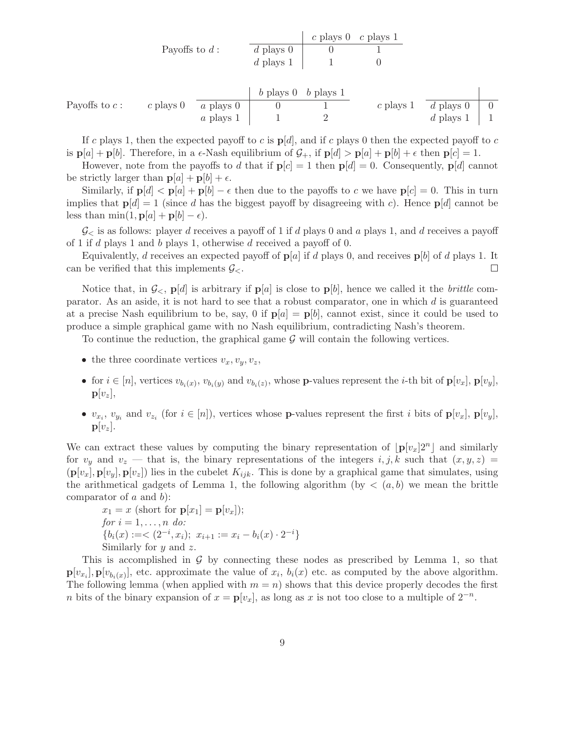Payoffs to $d$:

| | $c$ plays 0 | $c$ plays 1 |
|---|---|---|
| $d$ plays 0 | 0 | 1 |
| $d$ plays 1 | 1 | 0 |

Payoffs to $c$:

$c$ plays 0

| | $b$ plays 0 | $b$ plays 1 |
|---|---|---|
| $a$ plays 0 | 0 | 1 |
| $a$ plays 1 | 1 | 2 |

$c$ plays 1

| | |
|---|---|
| $d$ plays 0 | 0 |
| $d$ plays 1 | 1 |

If $c$ plays 1, then the expected payoff to $c$ is $\mathbf{p}[d]$, and if $c$ plays 0 then the expected payoff to $c$ is $\mathbf{p}[a] + \mathbf{p}[b]$. Therefore, in a $\epsilon$-Nash equilibrium of $\mathcal{G}_+$, if $\mathbf{p}[d] > \mathbf{p}[a] + \mathbf{p}[b] + \epsilon$ then $\mathbf{p}[c] = 1$.

However, note from the payoffs to $d$ that if $\mathbf{p}[c] = 1$ then $\mathbf{p}[d] = 0$. Consequently, $\mathbf{p}[d]$ cannot be strictly larger than $\mathbf{p}[a] + \mathbf{p}[b] + \epsilon$.

Similarly, if $\mathbf{p}[d] < \mathbf{p}[a] + \mathbf{p}[b] - \epsilon$ then due to the payoffs to $c$ we have $\mathbf{p}[c] = 0$. This in turn implies that $\mathbf{p}[d] = 1$ (since $d$ has the biggest payoff by disagreeing with $c$). Hence $\mathbf{p}[d]$ cannot be less than $\min(1, \mathbf{p}[a] + \mathbf{p}[b] - \epsilon)$.

$\mathcal{G}_<$ is as follows: player $d$ receives a payoff of 1 if $d$ plays 0 and $a$ plays 1, and $d$ receives a payoff of 1 if $d$ plays 1 and $b$ plays 1, otherwise $d$ received a payoff of 0.

Equivalently, $d$ receives an expected payoff of $\mathbf{p}[a]$ if $d$ plays 0, and receives $\mathbf{p}[b]$ of $d$ plays 1. It can be verified that this implements $\mathcal{G}_<$. □

Notice that, in $\mathcal{G}_<$, $\mathbf{p}[d]$ is arbitrary if $\mathbf{p}[a]$ is close to $\mathbf{p}[b]$, hence we called it the *brittle* comparator. As an aside, it is not hard to see that a robust comparator, one in which $d$ is guaranteed at a precise Nash equilibrium to be, say, 0 if $\mathbf{p}[a] = \mathbf{p}[b]$, cannot exist, since it could be used to produce a simple graphical game with no Nash equilibrium, contradicting Nash's theorem.

To continue the reduction, the graphical game $\mathcal{G}$ will contain the following vertices.

- the three coordinate vertices $v_x, v_y, v_z$,
- for $i \in [n]$, vertices $v_{b_i(x)}$, $v_{b_i(y)}$ and $v_{b_i(z)}$, whose $\mathbf{p}$-values represent the $i$-th bit of $\mathbf{p}[v_x]$, $\mathbf{p}[v_y]$, $\mathbf{p}[v_z]$,
- $v_{x_i}$, $v_{y_i}$ and $v_{z_i}$ (for $i \in [n]$), vertices whose $\mathbf{p}$-values represent the first $i$ bits of $\mathbf{p}[v_x]$, $\mathbf{p}[v_y]$, $\mathbf{p}[v_z]$.

We can extract these values by computing the binary representation of $\lfloor \mathbf{p}[v_x]2^n \rfloor$ and similarly for $v_y$ and $v_z$ — that is, the binary representations of the integers $i, j, k$ such that $(x, y, z) = (\mathbf{p}[v_x], \mathbf{p}[v_y], \mathbf{p}[v_z])$ lies in the cubelet $K_{ijk}$. This is done by a graphical game that simulates, using the arithmetical gadgets of Lemma 1, the following algorithm (by $< (a, b)$ we mean the brittle comparator of $a$ and $b$):

$x_1 = x$ (short for $\mathbf{p}[x_1] = \mathbf{p}[v_x]$);
*for* $i = 1, \ldots, n$ *do:*
$\{b_i(x) := < (2^{-i}, x_i);\ x_{i+1} := x_i - b_i(x) \cdot 2^{-i}\}$
Similarly for $y$ and $z$.

This is accomplished in $\mathcal{G}$ by connecting these nodes as prescribed by Lemma 1, so that $\mathbf{p}[v_{x_i}], \mathbf{p}[v_{b_i(x)}]$, etc. approximate the value of $x_i$, $b_i(x)$ etc. as computed by the above algorithm. The following lemma (when applied with $m = n$) shows that this device properly decodes the first $n$ bits of the binary expansion of $x = \mathbf{p}[v_x]$, as long as $x$ is not too close to a multiple of $2^{-n}$.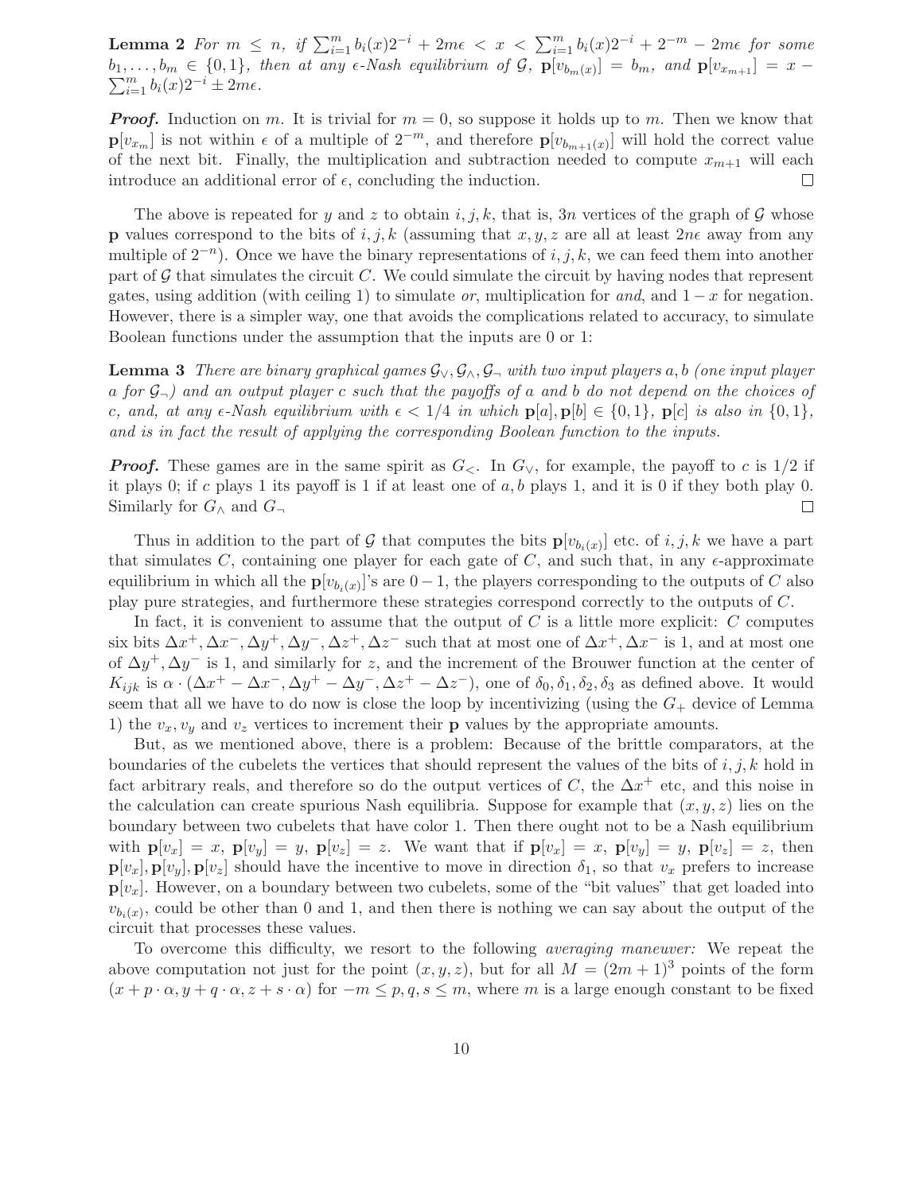**Lemma 2** *For $m \leq n$, if $\sum_{i=1}^m b_i(x)2^{-i} + 2m\epsilon < x < \sum_{i=1}^m b_i(x)2^{-i} + 2^{-m} - 2m\epsilon$ for some $b_1, \ldots, b_m \in \{0,1\}$, then at any $\epsilon$-Nash equilibrium of $\mathcal{G}$, $\mathbf{p}[v_{b_m(x)}] = b_m$, and $\mathbf{p}[v_{x_{m+1}}] = x - \sum_{i=1}^m b_i(x)2^{-i} \pm 2m\epsilon$.*

***Proof.*** Induction on $m$. It is trivial for $m = 0$, so suppose it holds up to $m$. Then we know that $\mathbf{p}[v_{x_m}]$ is not within $\epsilon$ of a multiple of $2^{-m}$, and therefore $\mathbf{p}[v_{b_{m+1}(x)}]$ will hold the correct value of the next bit. Finally, the multiplication and subtraction needed to compute $x_{m+1}$ will each introduce an additional error of $\epsilon$, concluding the induction. □

The above is repeated for $y$ and $z$ to obtain $i, j, k$, that is, $3n$ vertices of the graph of $\mathcal{G}$ whose $\mathbf{p}$ values correspond to the bits of $i, j, k$ (assuming that $x, y, z$ are all at least $2n\epsilon$ away from any multiple of $2^{-n}$). Once we have the binary representations of $i, j, k$, we can feed them into another part of $\mathcal{G}$ that simulates the circuit $C$. We could simulate the circuit by having nodes that represent gates, using addition (with ceiling 1) to simulate *or*, multiplication for *and*, and $1 - x$ for negation. However, there is a simpler way, one that avoids the complications related to accuracy, to simulate Boolean functions under the assumption that the inputs are 0 or 1:

**Lemma 3** *There are binary graphical games $\mathcal{G}_\vee, \mathcal{G}_\wedge, \mathcal{G}_\neg$ with two input players $a, b$ (one input player $a$ for $\mathcal{G}_\neg$) and an output player $c$ such that the payoffs of $a$ and $b$ do not depend on the choices of $c$, and, at any $\epsilon$-Nash equilibrium with $\epsilon < 1/4$ in which $\mathbf{p}[a], \mathbf{p}[b] \in \{0,1\}$, $\mathbf{p}[c]$ is also in $\{0,1\}$, and is in fact the result of applying the corresponding Boolean function to the inputs.*

***Proof.*** These games are in the same spirit as $G_<$. In $G_\vee$, for example, the payoff to $c$ is $1/2$ if it plays 0; if $c$ plays 1 its payoff is 1 if at least one of $a, b$ plays 1, and it is 0 if they both play 0. Similarly for $G_\wedge$ and $G_\neg$ □

Thus in addition to the part of $\mathcal{G}$ that computes the bits $\mathbf{p}[v_{b_i(x)}]$ etc. of $i, j, k$ we have a part that simulates $C$, containing one player for each gate of $C$, and such that, in any $\epsilon$-approximate equilibrium in which all the $\mathbf{p}[v_{b_i(x)}]$'s are $0 - 1$, the players corresponding to the outputs of $C$ also play pure strategies, and furthermore these strategies correspond correctly to the outputs of $C$.

In fact, it is convenient to assume that the output of $C$ is a little more explicit: $C$ computes six bits $\Delta x^+, \Delta x^-, \Delta y^+, \Delta y^-, \Delta z^+, \Delta z^-$ such that at most one of $\Delta x^+, \Delta x^-$ is 1, and at most one of $\Delta y^+, \Delta y^-$ is 1, and similarly for $z$, and the increment of the Brouwer function at the center of $K_{ijk}$ is $\alpha \cdot (\Delta x^+ - \Delta x^-, \Delta y^+ - \Delta y^-, \Delta z^+ - \Delta z^-)$, one of $\delta_0, \delta_1, \delta_2, \delta_3$ as defined above. It would seem that all we have to do now is close the loop by incentivizing (using the $G_+$ device of Lemma 1) the $v_x, v_y$ and $v_z$ vertices to increment their $\mathbf{p}$ values by the appropriate amounts.

But, as we mentioned above, there is a problem: Because of the brittle comparators, at the boundaries of the cubelets the vertices that should represent the values of the bits of $i, j, k$ hold in fact arbitrary reals, and therefore so do the output vertices of $C$, the $\Delta x^+$ etc, and this noise in the calculation can create spurious Nash equilibria. Suppose for example that $(x, y, z)$ lies on the boundary between two cubelets that have color 1. Then there ought not to be a Nash equilibrium with $\mathbf{p}[v_x] = x$, $\mathbf{p}[v_y] = y$, $\mathbf{p}[v_z] = z$. We want that if $\mathbf{p}[v_x] = x$, $\mathbf{p}[v_y] = y$, $\mathbf{p}[v_z] = z$, then $\mathbf{p}[v_x], \mathbf{p}[v_y], \mathbf{p}[v_z]$ should have the incentive to move in direction $\delta_1$, so that $v_x$ prefers to increase $\mathbf{p}[v_x]$. However, on a boundary between two cubelets, some of the "bit values" that get loaded into $v_{b_i(x)}$, could be other than 0 and 1, and then there is nothing we can say about the output of the circuit that processes these values.

To overcome this difficulty, we resort to the following *averaging maneuver:* We repeat the above computation not just for the point $(x, y, z)$, but for all $M = (2m+1)^3$ points of the form $(x + p \cdot \alpha, y + q \cdot \alpha, z + s \cdot \alpha)$ for $-m \leq p, q, s \leq m$, where $m$ is a large enough constant to be fixed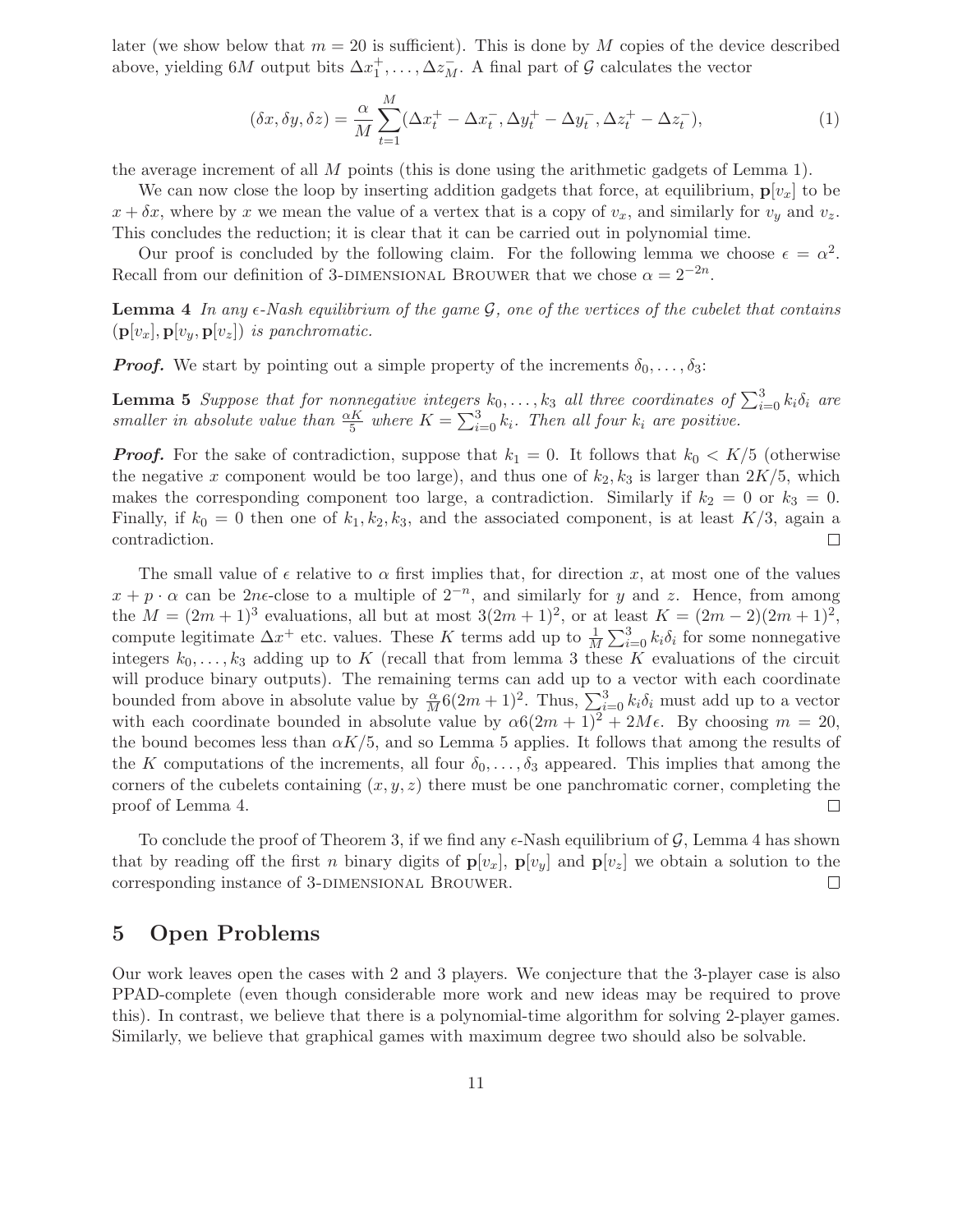later (we show below that $m = 20$ is sufficient). This is done by $M$ copies of the device described above, yielding $6M$ output bits $\Delta x_1^+, \ldots, \Delta z_M^-$. A final part of $\mathcal{G}$ calculates the vector

$$(\delta x, \delta y, \delta z) = \frac{\alpha}{M} \sum_{t=1}^{M} (\Delta x_t^+ - \Delta x_t^-, \Delta y_t^+ - \Delta y_t^-, \Delta z_t^+ - \Delta z_t^-), \tag{1}$$

the average increment of all $M$ points (this is done using the arithmetic gadgets of Lemma 1).

We can now close the loop by inserting addition gadgets that force, at equilibrium, $\mathbf{p}[v_x]$ to be $x + \delta x$, where by $x$ we mean the value of a vertex that is a copy of $v_x$, and similarly for $v_y$ and $v_z$. This concludes the reduction; it is clear that it can be carried out in polynomial time.

Our proof is concluded by the following claim. For the following lemma we choose $\epsilon = \alpha^2$. Recall from our definition of 3-DIMENSIONAL BROUWER that we chose $\alpha = 2^{-2n}$.

**Lemma 4** *In any $\epsilon$-Nash equilibrium of the game $\mathcal{G}$, one of the vertices of the cubelet that contains $(\mathbf{p}[v_x], \mathbf{p}[v_y], \mathbf{p}[v_z])$ is panchromatic.*

***Proof.*** We start by pointing out a simple property of the increments $\delta_0, \ldots, \delta_3$:

**Lemma 5** *Suppose that for nonnegative integers $k_0, \ldots, k_3$ all three coordinates of $\sum_{i=0}^{3} k_i \delta_i$ are smaller in absolute value than $\frac{\alpha K}{5}$ where $K = \sum_{i=0}^{3} k_i$. Then all four $k_i$ are positive.*

***Proof.*** For the sake of contradiction, suppose that $k_1 = 0$. It follows that $k_0 < K/5$ (otherwise the negative $x$ component would be too large), and thus one of $k_2, k_3$ is larger than $2K/5$, which makes the corresponding component too large, a contradiction. Similarly if $k_2 = 0$ or $k_3 = 0$. Finally, if $k_0 = 0$ then one of $k_1, k_2, k_3$, and the associated component, is at least $K/3$, again a contradiction. □

The small value of $\epsilon$ relative to $\alpha$ first implies that, for direction $x$, at most one of the values $x + p \cdot \alpha$ can be $2n\epsilon$-close to a multiple of $2^{-n}$, and similarly for $y$ and $z$. Hence, from among the $M = (2m+1)^3$ evaluations, all but at most $3(2m+1)^2$, or at least $K = (2m-2)(2m+1)^2$, compute legitimate $\Delta x^+$ etc. values. These $K$ terms add up to $\frac{1}{M} \sum_{i=0}^{3} k_i \delta_i$ for some nonnegative integers $k_0, \ldots, k_3$ adding up to $K$ (recall that from lemma 3 these $K$ evaluations of the circuit will produce binary outputs). The remaining terms can add up to a vector with each coordinate bounded from above in absolute value by $\frac{\alpha}{M} 6(2m+1)^2$. Thus, $\sum_{i=0}^{3} k_i \delta_i$ must add up to a vector with each coordinate bounded in absolute value by $\alpha 6(2m+1)^2 + 2M\epsilon$. By choosing $m = 20$, the bound becomes less than $\alpha K/5$, and so Lemma 5 applies. It follows that among the results of the $K$ computations of the increments, all four $\delta_0, \ldots, \delta_3$ appeared. This implies that among the corners of the cubelets containing $(x, y, z)$ there must be one panchromatic corner, completing the proof of Lemma 4. □

To conclude the proof of Theorem 3, if we find any $\epsilon$-Nash equilibrium of $\mathcal{G}$, Lemma 4 has shown that by reading off the first $n$ binary digits of $\mathbf{p}[v_x]$, $\mathbf{p}[v_y]$ and $\mathbf{p}[v_z]$ we obtain a solution to the corresponding instance of 3-DIMENSIONAL BROUWER. □

## 5 Open Problems

Our work leaves open the cases with 2 and 3 players. We conjecture that the 3-player case is also PPAD-complete (even though considerable more work and new ideas may be required to prove this). In contrast, we believe that there is a polynomial-time algorithm for solving 2-player games. Similarly, we believe that graphical games with maximum degree two should also be solvable.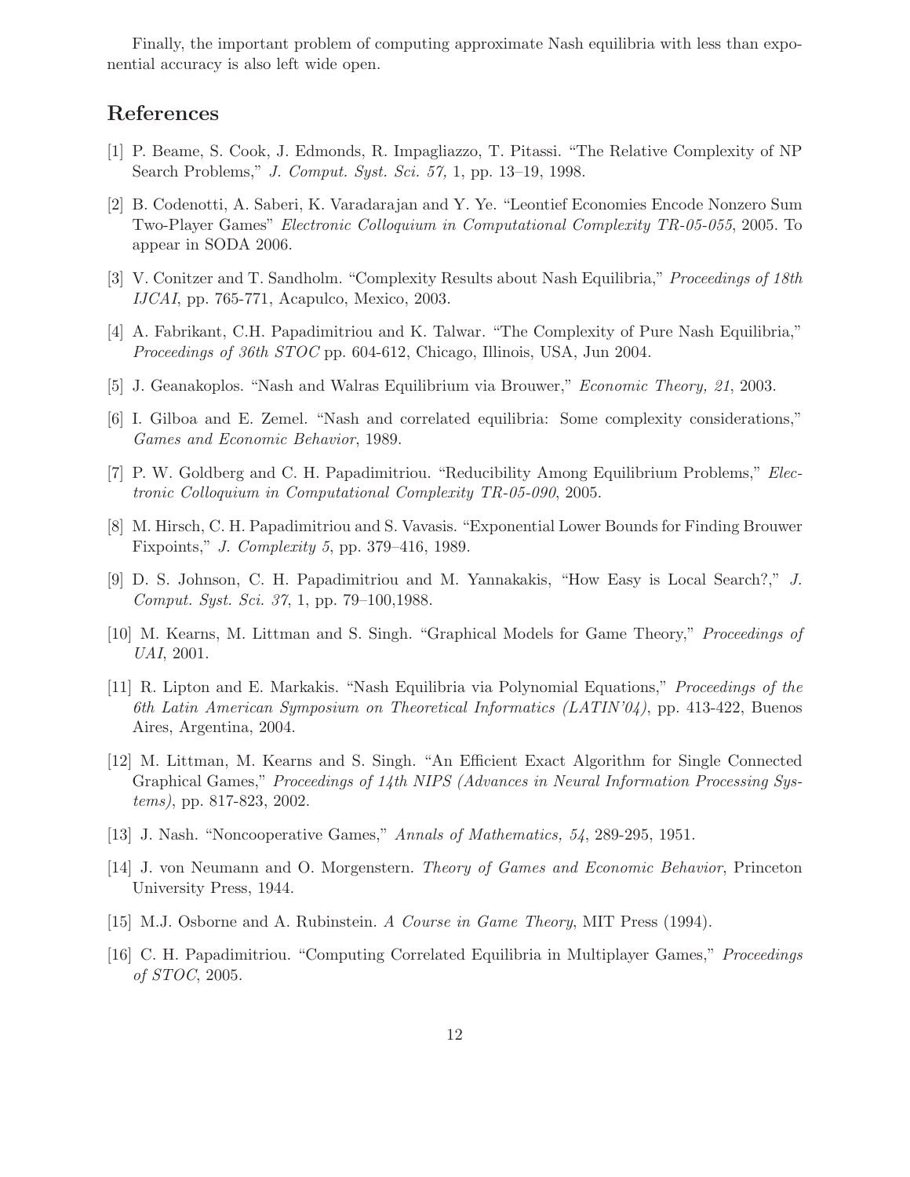Finally, the important problem of computing approximate Nash equilibria with less than exponential accuracy is also left wide open.

## References

[1] P. Beame, S. Cook, J. Edmonds, R. Impagliazzo, T. Pitassi. "The Relative Complexity of NP Search Problems," *J. Comput. Syst. Sci. 57,* 1, pp. 13–19, 1998.

[2] B. Codenotti, A. Saberi, K. Varadarajan and Y. Ye. "Leontief Economies Encode Nonzero Sum Two-Player Games" *Electronic Colloquium in Computational Complexity TR-05-055*, 2005. To appear in SODA 2006.

[3] V. Conitzer and T. Sandholm. "Complexity Results about Nash Equilibria," *Proceedings of 18th IJCAI*, pp. 765-771, Acapulco, Mexico, 2003.

[4] A. Fabrikant, C.H. Papadimitriou and K. Talwar. "The Complexity of Pure Nash Equilibria," *Proceedings of 36th STOC* pp. 604-612, Chicago, Illinois, USA, Jun 2004.

[5] J. Geanakoplos. "Nash and Walras Equilibrium via Brouwer," *Economic Theory, 21*, 2003.

[6] I. Gilboa and E. Zemel. "Nash and correlated equilibria: Some complexity considerations," *Games and Economic Behavior*, 1989.

[7] P. W. Goldberg and C. H. Papadimitriou. "Reducibility Among Equilibrium Problems," *Electronic Colloquium in Computational Complexity TR-05-090*, 2005.

[8] M. Hirsch, C. H. Papadimitriou and S. Vavasis. "Exponential Lower Bounds for Finding Brouwer Fixpoints," *J. Complexity 5*, pp. 379–416, 1989.

[9] D. S. Johnson, C. H. Papadimitriou and M. Yannakakis, "How Easy is Local Search?," *J. Comput. Syst. Sci. 37*, 1, pp. 79–100,1988.

[10] M. Kearns, M. Littman and S. Singh. "Graphical Models for Game Theory," *Proceedings of UAI*, 2001.

[11] R. Lipton and E. Markakis. "Nash Equilibria via Polynomial Equations," *Proceedings of the 6th Latin American Symposium on Theoretical Informatics (LATIN'04)*, pp. 413-422, Buenos Aires, Argentina, 2004.

[12] M. Littman, M. Kearns and S. Singh. "An Efficient Exact Algorithm for Single Connected Graphical Games," *Proceedings of 14th NIPS (Advances in Neural Information Processing Systems)*, pp. 817-823, 2002.

[13] J. Nash. "Noncooperative Games," *Annals of Mathematics, 54*, 289-295, 1951.

[14] J. von Neumann and O. Morgenstern. *Theory of Games and Economic Behavior*, Princeton University Press, 1944.

[15] M.J. Osborne and A. Rubinstein. *A Course in Game Theory*, MIT Press (1994).

[16] C. H. Papadimitriou. "Computing Correlated Equilibria in Multiplayer Games," *Proceedings of STOC*, 2005.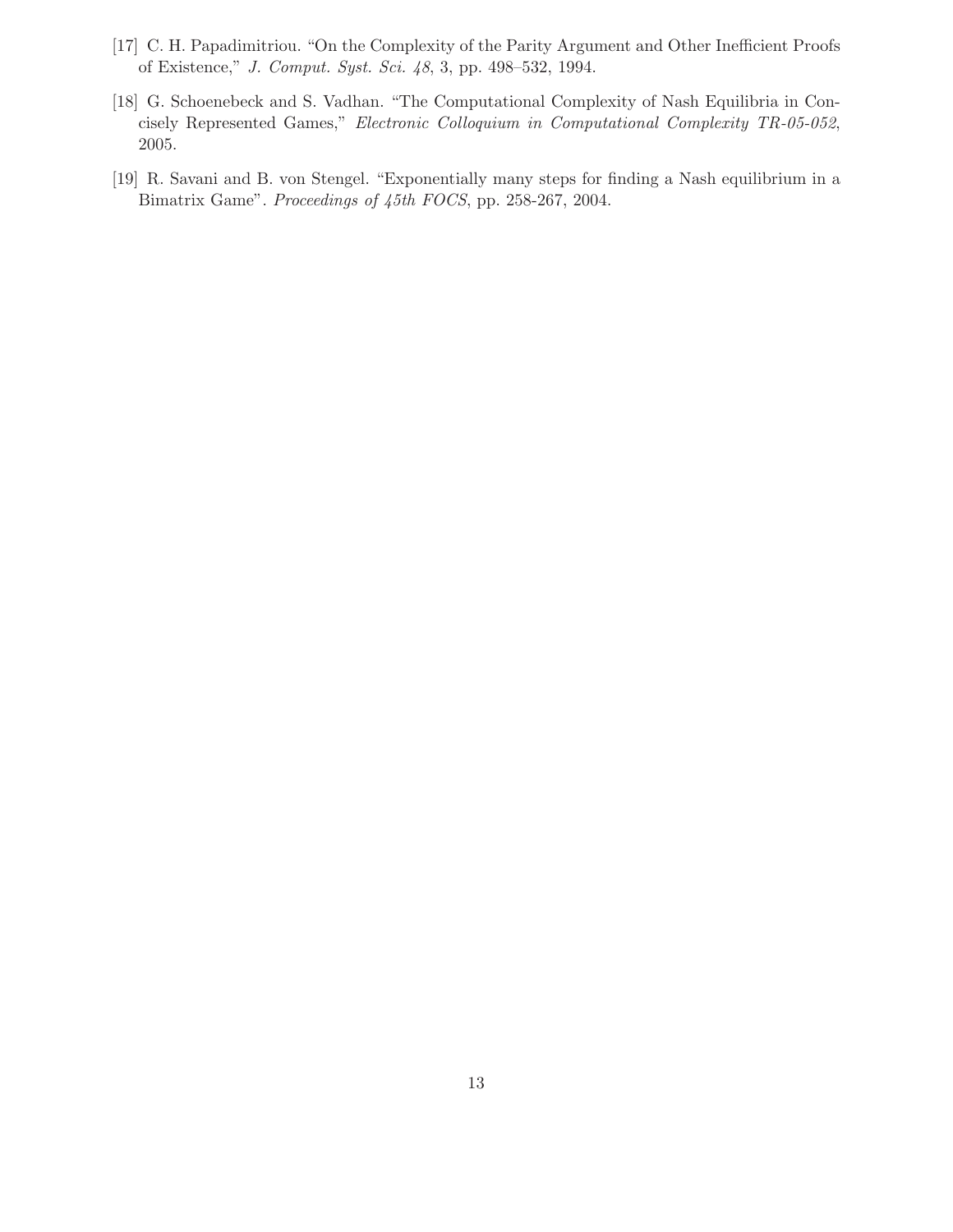[17] C. H. Papadimitriou. "On the Complexity of the Parity Argument and Other Inefficient Proofs of Existence," *J. Comput. Syst. Sci. 48*, 3, pp. 498–532, 1994.

[18] G. Schoenebeck and S. Vadhan. "The Computational Complexity of Nash Equilibria in Concisely Represented Games," *Electronic Colloquium in Computational Complexity TR-05-052*, 2005.

[19] R. Savani and B. von Stengel. "Exponentially many steps for finding a Nash equilibrium in a Bimatrix Game". *Proceedings of 45th FOCS*, pp. 258-267, 2004.